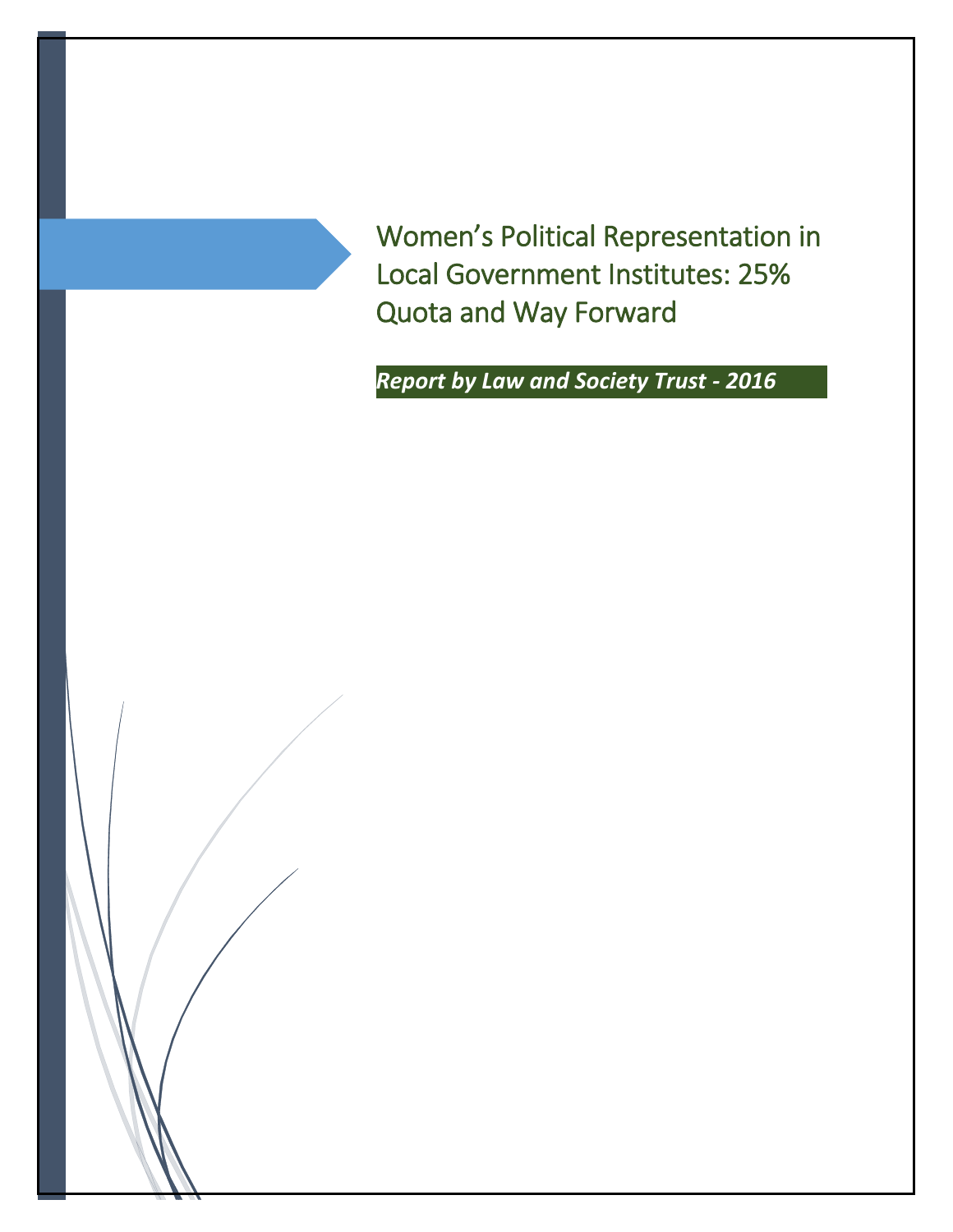# Women's Political Representation in Local Government Institutes: 25% Quota and Way Forward

***Report by Law and Society Trust - 2016***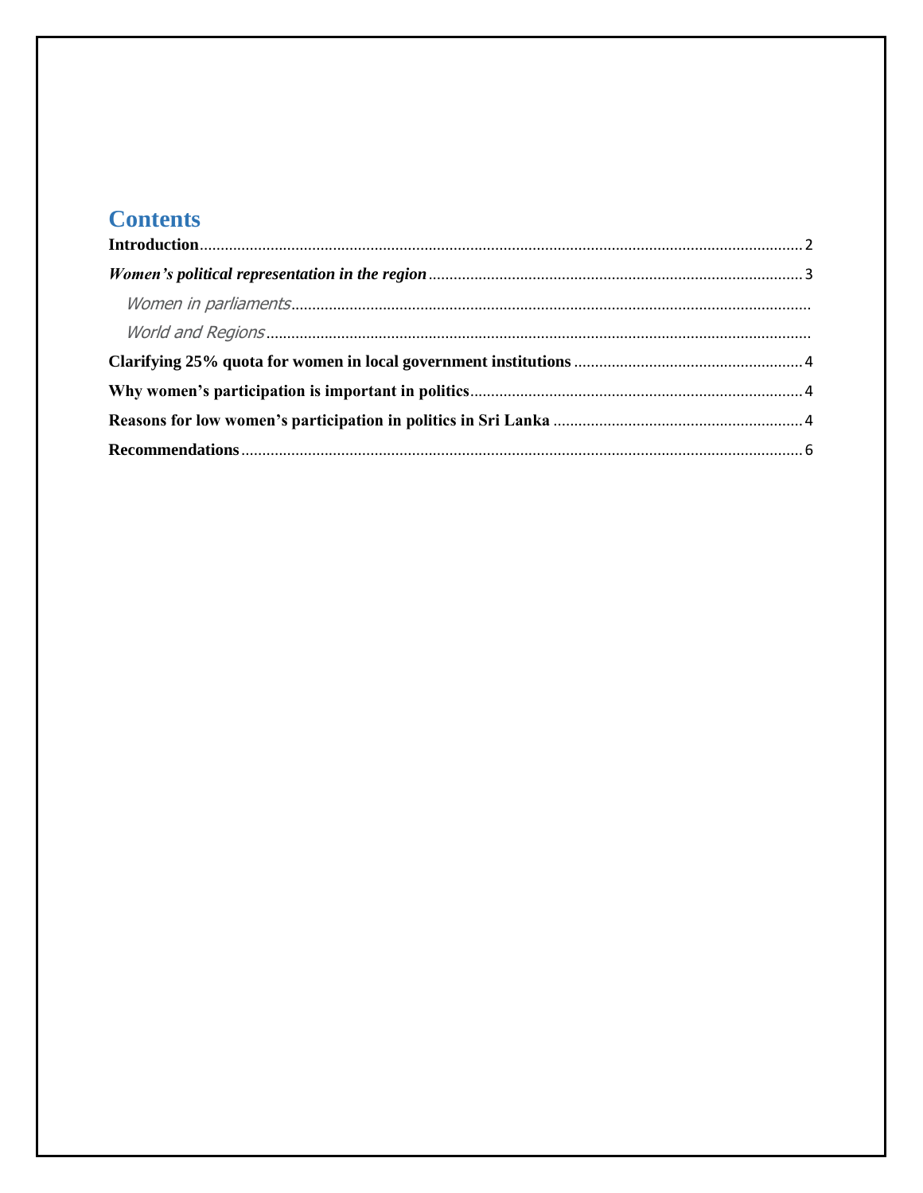# Contents

**Introduction** ..... 2

***Women's political representation in the region*** ..... 3

- *Women in parliaments* .....
- *World and Regions* .....

**Clarifying 25% quota for women in local government institutions** ..... 4

**Why women's participation is important in politics** ..... 4

**Reasons for low women's participation in politics in Sri Lanka** ..... 4

**Recommendations** ..... 6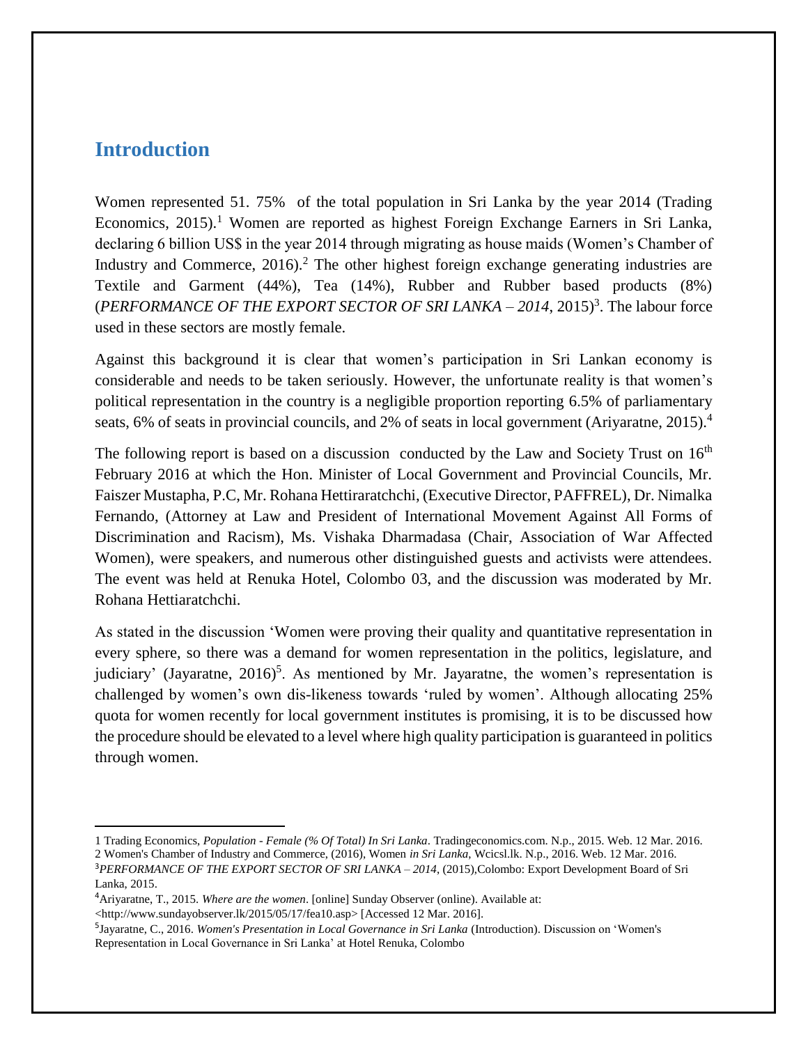## Introduction

Women represented 51. 75% of the total population in Sri Lanka by the year 2014 (Trading Economics, 2015).[1] Women are reported as highest Foreign Exchange Earners in Sri Lanka, declaring 6 billion US$ in the year 2014 through migrating as house maids (Women's Chamber of Industry and Commerce, 2016).[2] The other highest foreign exchange generating industries are Textile and Garment (44%), Tea (14%), Rubber and Rubber based products (8%) (*PERFORMANCE OF THE EXPORT SECTOR OF SRI LANKA – 2014*, 2015)[3]. The labour force used in these sectors are mostly female.

Against this background it is clear that women's participation in Sri Lankan economy is considerable and needs to be taken seriously. However, the unfortunate reality is that women's political representation in the country is a negligible proportion reporting 6.5% of parliamentary seats, 6% of seats in provincial councils, and 2% of seats in local government (Ariyaratne, 2015).[4]

The following report is based on a discussion conducted by the Law and Society Trust on 16th February 2016 at which the Hon. Minister of Local Government and Provincial Councils, Mr. Faiszer Mustapha, P.C, Mr. Rohana Hettiraratchchi, (Executive Director, PAFFREL), Dr. Nimalka Fernando, (Attorney at Law and President of International Movement Against All Forms of Discrimination and Racism), Ms. Vishaka Dharmadasa (Chair, Association of War Affected Women), were speakers, and numerous other distinguished guests and activists were attendees. The event was held at Renuka Hotel, Colombo 03, and the discussion was moderated by Mr. Rohana Hettiaratchchi.

As stated in the discussion 'Women were proving their quality and quantitative representation in every sphere, so there was a demand for women representation in the politics, legislature, and judiciary' (Jayaratne, 2016)[5]. As mentioned by Mr. Jayaratne, the women's representation is challenged by women's own dis-likeness towards 'ruled by women'. Although allocating 25% quota for women recently for local government institutes is promising, it is to be discussed how the procedure should be elevated to a level where high quality participation is guaranteed in politics through women.

---

1 Trading Economics, *Population - Female (% Of Total) In Sri Lanka*. Tradingeconomics.com. N.p., 2015. Web. 12 Mar. 2016.

2 Women's Chamber of Industry and Commerce, (2016), Women *in Sri Lanka*, Wcicsl.lk. N.p., 2016. Web. 12 Mar. 2016.

3 *PERFORMANCE OF THE EXPORT SECTOR OF SRI LANKA – 2014*, (2015),Colombo: Export Development Board of Sri Lanka, 2015.

4 Ariyaratne, T., 2015. *Where are the women*. [online] Sunday Observer (online). Available at: <http://www.sundayobserver.lk/2015/05/17/fea10.asp> [Accessed 12 Mar. 2016].

5 Jayaratne, C., 2016. *Women's Presentation in Local Governance in Sri Lanka* (Introduction). Discussion on 'Women's Representation in Local Governance in Sri Lanka' at Hotel Renuka, Colombo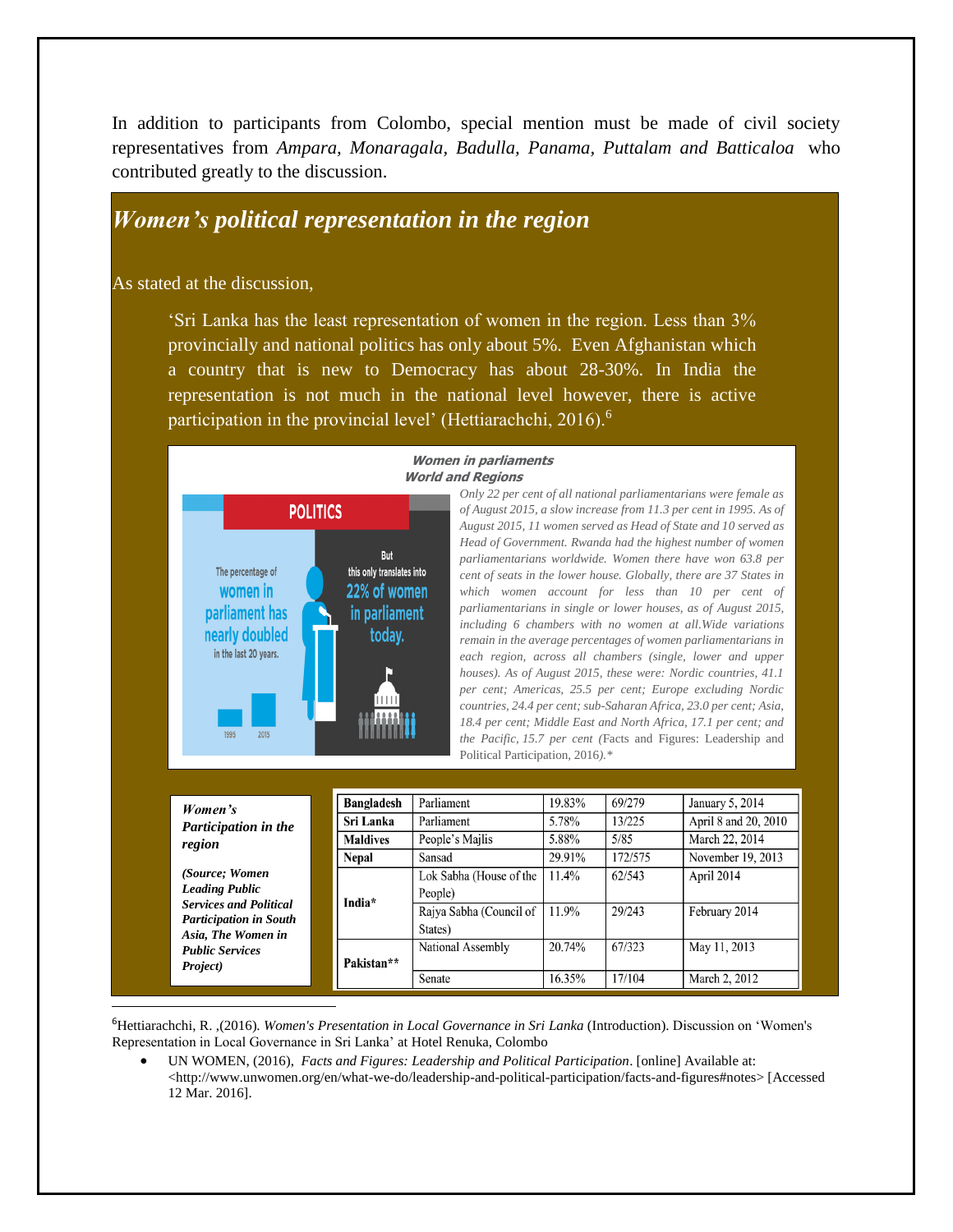In addition to participants from Colombo, special mention must be made of civil society representatives from *Ampara, Monaragala, Badulla, Panama, Puttalam and Batticaloa* who contributed greatly to the discussion.

## *Women's political representation in the region*

As stated at the discussion,

> 'Sri Lanka has the least representation of women in the region. Less than 3% provincially and national politics has only about 5%. Even Afghanistan which a country that is new to Democracy has about 28-30%. In India the representation is not much in the national level however, there is active participation in the provincial level' (Hettiarachchi, 2016).[6]

**Women in parliaments**
**World and Regions**

POLITICS

The percentage of women in parliament has nearly doubled in the last 20 years.

1995 2015

But this only translates into 22% of women in parliament today.

*Only 22 per cent of all national parliamentarians were female as of August 2015, a slow increase from 11.3 per cent in 1995. As of August 2015, 11 women served as Head of State and 10 served as Head of Government. Rwanda had the highest number of women parliamentarians worldwide. Women there have won 63.8 per cent of seats in the lower house. Globally, there are 37 States in which women account for less than 10 per cent of parliamentarians in single or lower houses, as of August 2015, including 6 chambers with no women at all.Wide variations remain in the average percentages of women parliamentarians in each region, across all chambers (single, lower and upper houses). As of August 2015, these were: Nordic countries, 41.1 per cent; Americas, 25.5 per cent; Europe excluding Nordic countries, 24.4 per cent; sub-Saharan Africa, 23.0 per cent; Asia, 18.4 per cent; Middle East and North Africa, 17.1 per cent; and the Pacific, 15.7 per cent* (Facts and Figures: Leadership and Political Participation, 2016)*.**

***Women's Participation in the region***

***(Source; Women Leading Public Services and Political Participation in South Asia, The Women in Public Services Project)***

| Country | Chamber | % Women | Seats | Election date |
|---|---|---|---|---|
| **Bangladesh** | Parliament | 19.83% | 69/279 | January 5, 2014 |
| **Sri Lanka** | Parliament | 5.78% | 13/225 | April 8 and 20, 2010 |
| **Maldives** | People's Majlis | 5.88% | 5/85 | March 22, 2014 |
| **Nepal** | Sansad | 29.91% | 172/575 | November 19, 2013 |
| **India*** | Lok Sabha (House of the People) | 11.4% | 62/543 | April 2014 |
| | Rajya Sabha (Council of States) | 11.9% | 29/243 | February 2014 |
| **Pakistan**** | National Assembly | 20.74% | 67/323 | May 11, 2013 |
| | Senate | 16.35% | 17/104 | March 2, 2012 |

---

[6]Hettiarachchi, R. ,(2016). *Women's Presentation in Local Governance in Sri Lanka* (Introduction). Discussion on 'Women's Representation in Local Governance in Sri Lanka' at Hotel Renuka, Colombo

- UN WOMEN, (2016), *Facts and Figures: Leadership and Political Participation*. [online] Available at: <http://www.unwomen.org/en/what-we-do/leadership-and-political-participation/facts-and-figures#notes> [Accessed 12 Mar. 2016].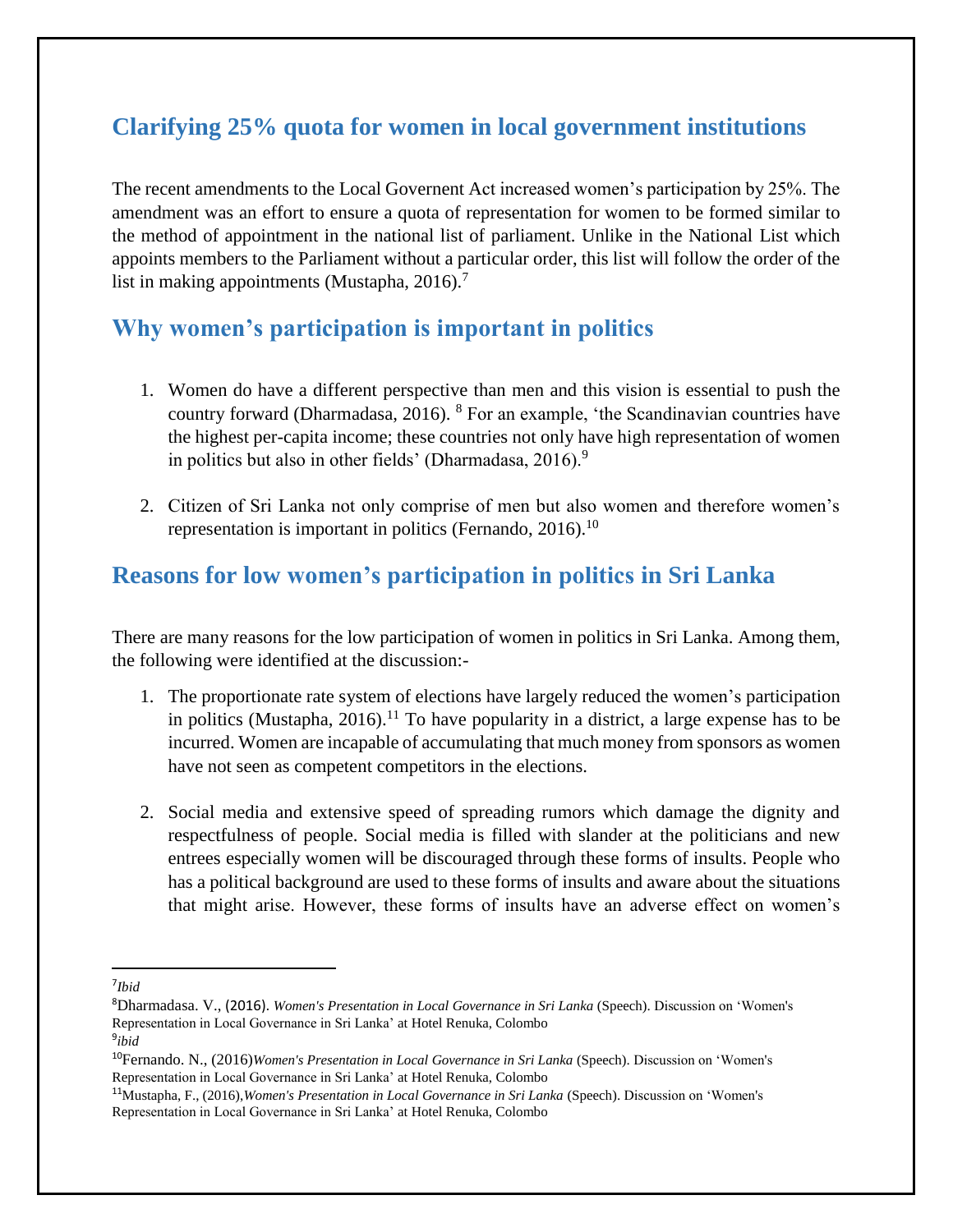## Clarifying 25% quota for women in local government institutions

The recent amendments to the Local Governent Act increased women's participation by 25%. The amendment was an effort to ensure a quota of representation for women to be formed similar to the method of appointment in the national list of parliament. Unlike in the National List which appoints members to the Parliament without a particular order, this list will follow the order of the list in making appointments (Mustapha, 2016).[7]

## Why women's participation is important in politics

1. Women do have a different perspective than men and this vision is essential to push the country forward (Dharmadasa, 2016). [8] For an example, 'the Scandinavian countries have the highest per-capita income; these countries not only have high representation of women in politics but also in other fields' (Dharmadasa, 2016).[9]

2. Citizen of Sri Lanka not only comprise of men but also women and therefore women's representation is important in politics (Fernando, 2016).[10]

## Reasons for low women's participation in politics in Sri Lanka

There are many reasons for the low participation of women in politics in Sri Lanka. Among them, the following were identified at the discussion:-

1. The proportionate rate system of elections have largely reduced the women's participation in politics (Mustapha, 2016).[11] To have popularity in a district, a large expense has to be incurred. Women are incapable of accumulating that much money from sponsors as women have not seen as competent competitors in the elections.

2. Social media and extensive speed of spreading rumors which damage the dignity and respectfulness of people. Social media is filled with slander at the politicians and new entrees especially women will be discouraged through these forms of insults. People who has a political background are used to these forms of insults and aware about the situations that might arise. However, these forms of insults have an adverse effect on women's

---

[7] *Ibid*

[8] Dharmadasa. V., (2016). *Women's Presentation in Local Governance in Sri Lanka* (Speech). Discussion on 'Women's Representation in Local Governance in Sri Lanka' at Hotel Renuka, Colombo

[9] *ibid*

[10] Fernando. N., (2016)*Women's Presentation in Local Governance in Sri Lanka* (Speech). Discussion on 'Women's Representation in Local Governance in Sri Lanka' at Hotel Renuka, Colombo

[11] Mustapha, F., (2016),*Women's Presentation in Local Governance in Sri Lanka* (Speech). Discussion on 'Women's Representation in Local Governance in Sri Lanka' at Hotel Renuka, Colombo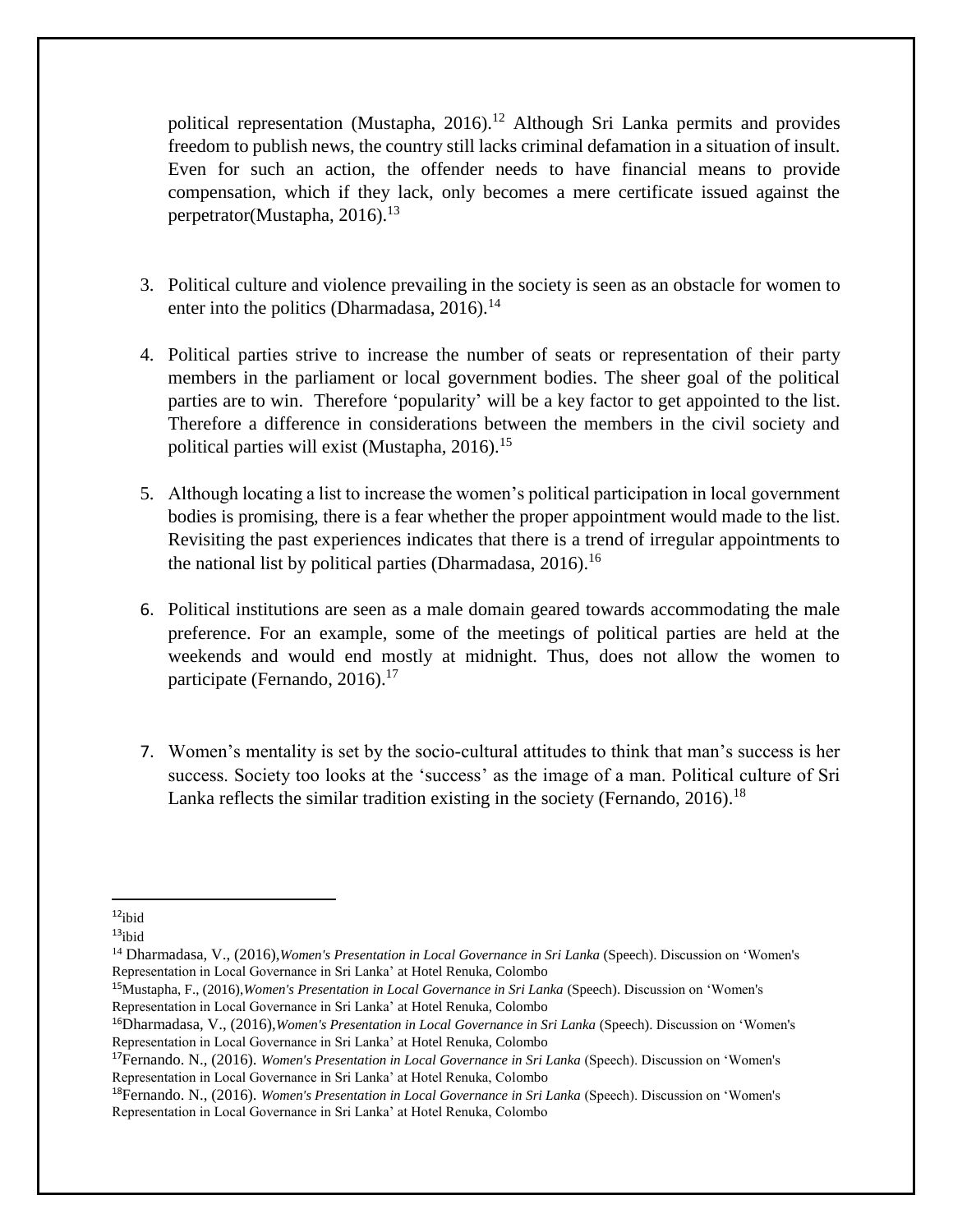political representation (Mustapha, 2016).[12] Although Sri Lanka permits and provides freedom to publish news, the country still lacks criminal defamation in a situation of insult. Even for such an action, the offender needs to have financial means to provide compensation, which if they lack, only becomes a mere certificate issued against the perpetrator(Mustapha, 2016).[13]

3. Political culture and violence prevailing in the society is seen as an obstacle for women to enter into the politics (Dharmadasa, 2016).[14]

4. Political parties strive to increase the number of seats or representation of their party members in the parliament or local government bodies. The sheer goal of the political parties are to win. Therefore 'popularity' will be a key factor to get appointed to the list. Therefore a difference in considerations between the members in the civil society and political parties will exist (Mustapha, 2016).[15]

5. Although locating a list to increase the women's political participation in local government bodies is promising, there is a fear whether the proper appointment would made to the list. Revisiting the past experiences indicates that there is a trend of irregular appointments to the national list by political parties (Dharmadasa, 2016).[16]

6. Political institutions are seen as a male domain geared towards accommodating the male preference. For an example, some of the meetings of political parties are held at the weekends and would end mostly at midnight. Thus, does not allow the women to participate (Fernando, 2016).[17]

7. Women's mentality is set by the socio-cultural attitudes to think that man's success is her success. Society too looks at the 'success' as the image of a man. Political culture of Sri Lanka reflects the similar tradition existing in the society (Fernando, 2016).[18]

---

[12]ibid

[13]ibid

[14] Dharmadasa, V., (2016),*Women's Presentation in Local Governance in Sri Lanka* (Speech). Discussion on 'Women's Representation in Local Governance in Sri Lanka' at Hotel Renuka, Colombo

[15]Mustapha, F., (2016),*Women's Presentation in Local Governance in Sri Lanka* (Speech). Discussion on 'Women's Representation in Local Governance in Sri Lanka' at Hotel Renuka, Colombo

[16]Dharmadasa, V., (2016),*Women's Presentation in Local Governance in Sri Lanka* (Speech). Discussion on 'Women's Representation in Local Governance in Sri Lanka' at Hotel Renuka, Colombo

[17]Fernando. N., (2016). *Women's Presentation in Local Governance in Sri Lanka* (Speech). Discussion on 'Women's Representation in Local Governance in Sri Lanka' at Hotel Renuka, Colombo

[18]Fernando. N., (2016). *Women's Presentation in Local Governance in Sri Lanka* (Speech). Discussion on 'Women's Representation in Local Governance in Sri Lanka' at Hotel Renuka, Colombo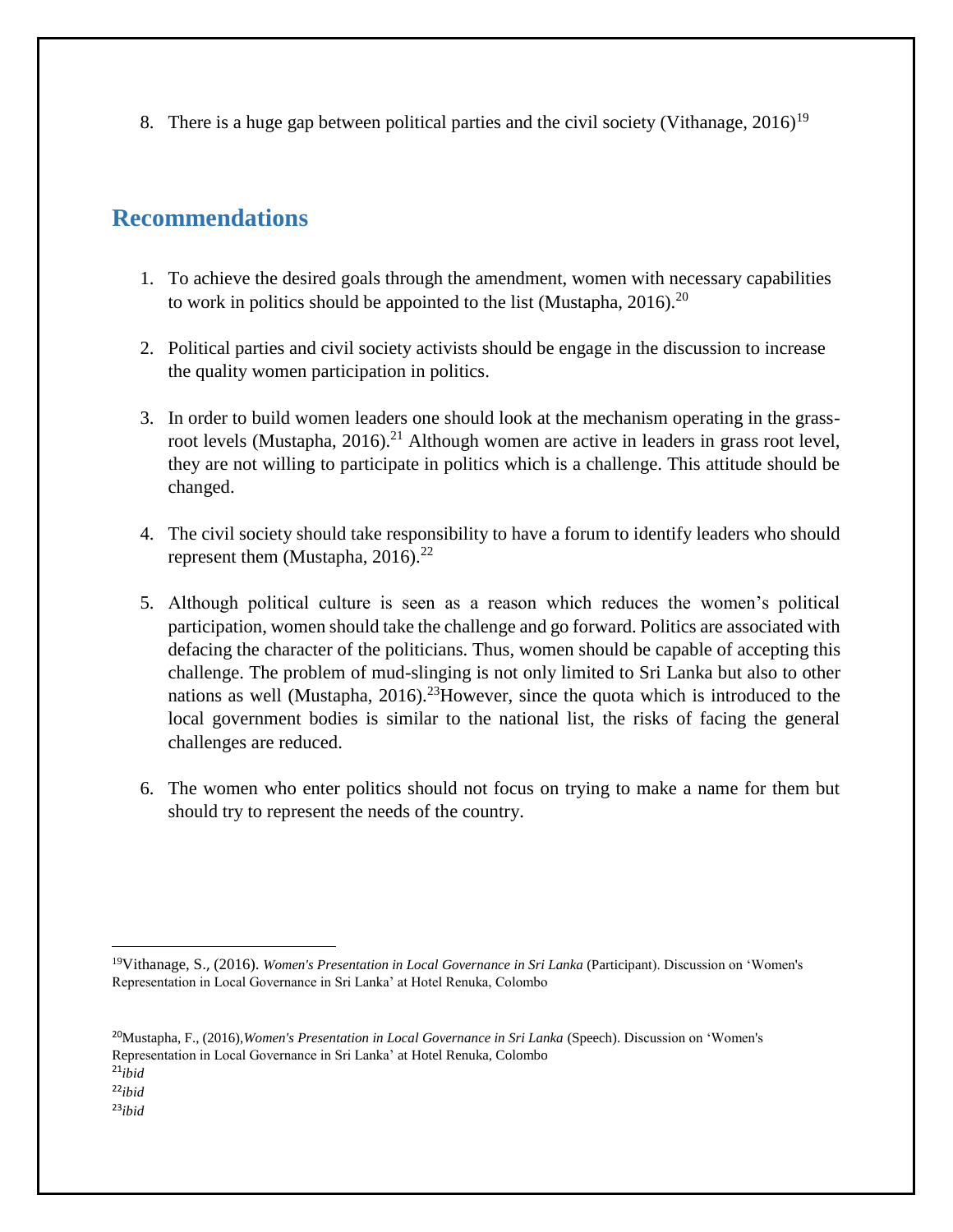8. There is a huge gap between political parties and the civil society (Vithanage, 2016)[19]

## Recommendations

1. To achieve the desired goals through the amendment, women with necessary capabilities to work in politics should be appointed to the list (Mustapha, 2016).[20]

2. Political parties and civil society activists should be engage in the discussion to increase the quality women participation in politics.

3. In order to build women leaders one should look at the mechanism operating in the grass-root levels (Mustapha, 2016).[21] Although women are active in leaders in grass root level, they are not willing to participate in politics which is a challenge. This attitude should be changed.

4. The civil society should take responsibility to have a forum to identify leaders who should represent them (Mustapha, 2016).[22]

5. Although political culture is seen as a reason which reduces the women's political participation, women should take the challenge and go forward. Politics are associated with defacing the character of the politicians. Thus, women should be capable of accepting this challenge. The problem of mud-slinging is not only limited to Sri Lanka but also to other nations as well (Mustapha, 2016).[23]However, since the quota which is introduced to the local government bodies is similar to the national list, the risks of facing the general challenges are reduced.

6. The women who enter politics should not focus on trying to make a name for them but should try to represent the needs of the country.

---

[19]Vithanage, S., (2016). *Women's Presentation in Local Governance in Sri Lanka* (Participant). Discussion on 'Women's Representation in Local Governance in Sri Lanka' at Hotel Renuka, Colombo

[20]Mustapha, F., (2016),*Women's Presentation in Local Governance in Sri Lanka* (Speech). Discussion on 'Women's Representation in Local Governance in Sri Lanka' at Hotel Renuka, Colombo

[21]*ibid*

[22]*ibid*

[23]*ibid*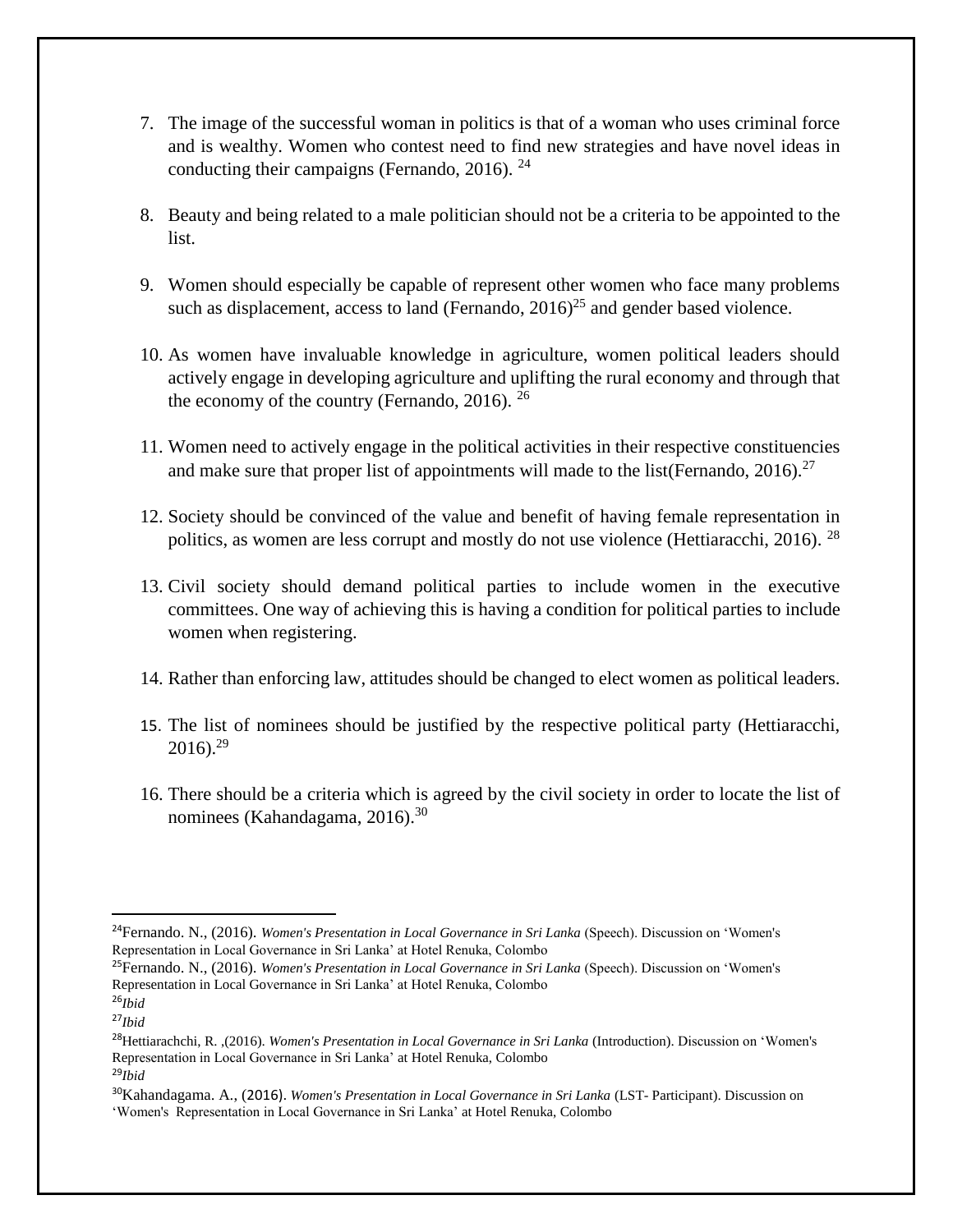7. The image of the successful woman in politics is that of a woman who uses criminal force and is wealthy. Women who contest need to find new strategies and have novel ideas in conducting their campaigns (Fernando, 2016). [24]

8. Beauty and being related to a male politician should not be a criteria to be appointed to the list.

9. Women should especially be capable of represent other women who face many problems such as displacement, access to land (Fernando, 2016)[25] and gender based violence.

10. As women have invaluable knowledge in agriculture, women political leaders should actively engage in developing agriculture and uplifting the rural economy and through that the economy of the country (Fernando, 2016). [26]

11. Women need to actively engage in the political activities in their respective constituencies and make sure that proper list of appointments will made to the list(Fernando, 2016).[27]

12. Society should be convinced of the value and benefit of having female representation in politics, as women are less corrupt and mostly do not use violence (Hettiaracchi, 2016). [28]

13. Civil society should demand political parties to include women in the executive committees. One way of achieving this is having a condition for political parties to include women when registering.

14. Rather than enforcing law, attitudes should be changed to elect women as political leaders.

15. The list of nominees should be justified by the respective political party (Hettiaracchi, 2016).[29]

16. There should be a criteria which is agreed by the civil society in order to locate the list of nominees (Kahandagama, 2016).[30]

---

[24] Fernando. N., (2016). *Women's Presentation in Local Governance in Sri Lanka* (Speech). Discussion on 'Women's Representation in Local Governance in Sri Lanka' at Hotel Renuka, Colombo

[25] Fernando. N., (2016). *Women's Presentation in Local Governance in Sri Lanka* (Speech). Discussion on 'Women's Representation in Local Governance in Sri Lanka' at Hotel Renuka, Colombo

[26] *Ibid*

[27] *Ibid*

[28] Hettiarachchi, R. ,(2016). *Women's Presentation in Local Governance in Sri Lanka* (Introduction). Discussion on 'Women's Representation in Local Governance in Sri Lanka' at Hotel Renuka, Colombo

[29] *Ibid*

[30] Kahandagama. A., (2016). *Women's Presentation in Local Governance in Sri Lanka* (LST- Participant). Discussion on 'Women's Representation in Local Governance in Sri Lanka' at Hotel Renuka, Colombo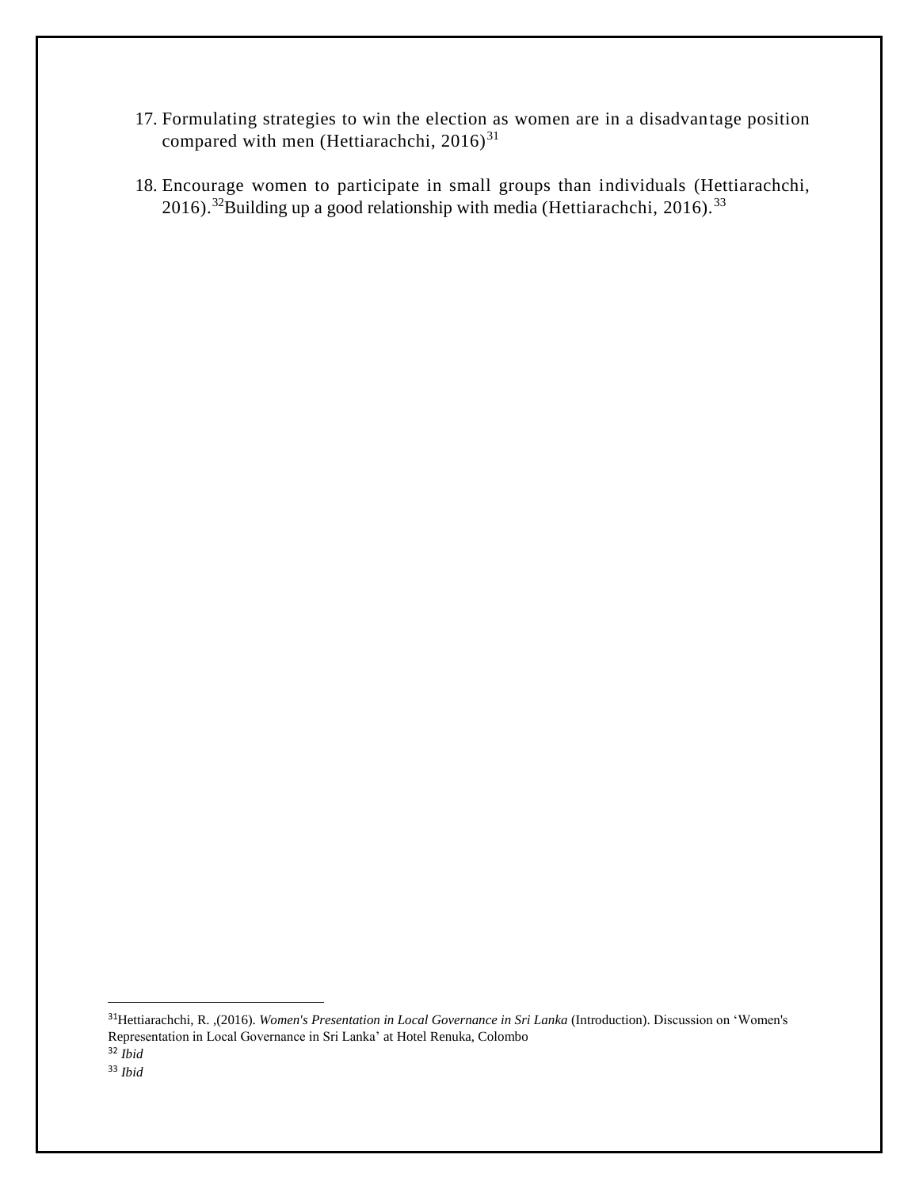17. Formulating strategies to win the election as women are in a disadvantage position compared with men (Hettiarachchi, 2016)[31]

18. Encourage women to participate in small groups than individuals (Hettiarachchi, 2016).[32]Building up a good relationship with media (Hettiarachchi, 2016).[33]

---

[31]Hettiarachchi, R. ,(2016). *Women's Presentation in Local Governance in Sri Lanka* (Introduction). Discussion on 'Women's Representation in Local Governance in Sri Lanka' at Hotel Renuka, Colombo

[32] *Ibid*

[33] *Ibid*